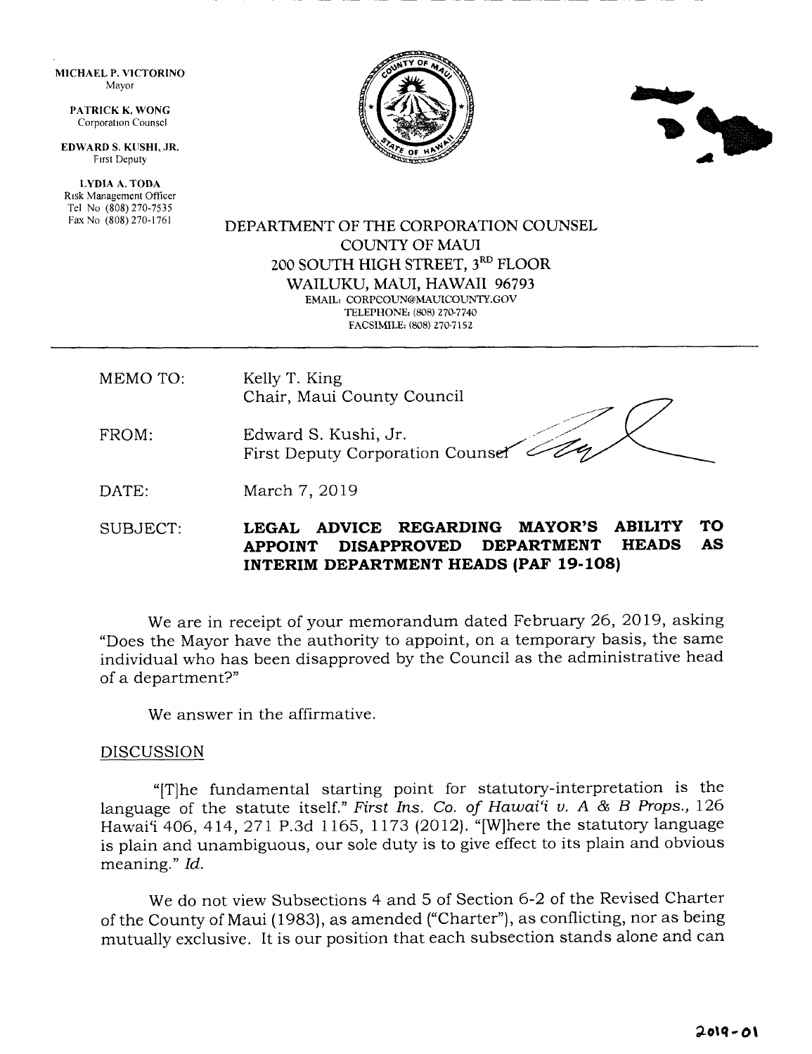MICHAEL P. VICTORINO
Mayor

PATRICK K. WONG
Corporation Counsel

EDWARD S. KUSHI, JR.
First Deputy

LYDIA A. TODA
Risk Management Officer
Tel No (808) 270-7535
Fax No (808) 270-1761

DEPARTMENT OF THE CORPORATION COUNSEL
COUNTY OF MAUI
200 SOUTH HIGH STREET, 3RD FLOOR
WAILUKU, MAUI, HAWAII 96793
EMAIL: CORPCOUN@MAUICOUNTY.GOV
TELEPHONE: (808) 270-7740
FACSIMILE: (808) 270-7152

---

MEMO TO: Kelly T. King
Chair, Maui County Council

FROM: Edward S. Kushi, Jr.
First Deputy Corporation Counsel

DATE: March 7, 2019

SUBJECT: **LEGAL ADVICE REGARDING MAYOR'S ABILITY TO APPOINT DISAPPROVED DEPARTMENT HEADS AS INTERIM DEPARTMENT HEADS (PAF 19-108)**

We are in receipt of your memorandum dated February 26, 2019, asking "Does the Mayor have the authority to appoint, on a temporary basis, the same individual who has been disapproved by the Council as the administrative head of a department?"

We answer in the affirmative.

DISCUSSION

"[T]he fundamental starting point for statutory-interpretation is the language of the statute itself." *First Ins. Co. of Hawai'i v. A & B Props.*, 126 Hawai'i 406, 414, 271 P.3d 1165, 1173 (2012). "[W]here the statutory language is plain and unambiguous, our sole duty is to give effect to its plain and obvious meaning." *Id.*

We do not view Subsections 4 and 5 of Section 6-2 of the Revised Charter of the County of Maui (1983), as amended ("Charter"), as conflicting, nor as being mutually exclusive. It is our position that each subsection stands alone and can

2019-01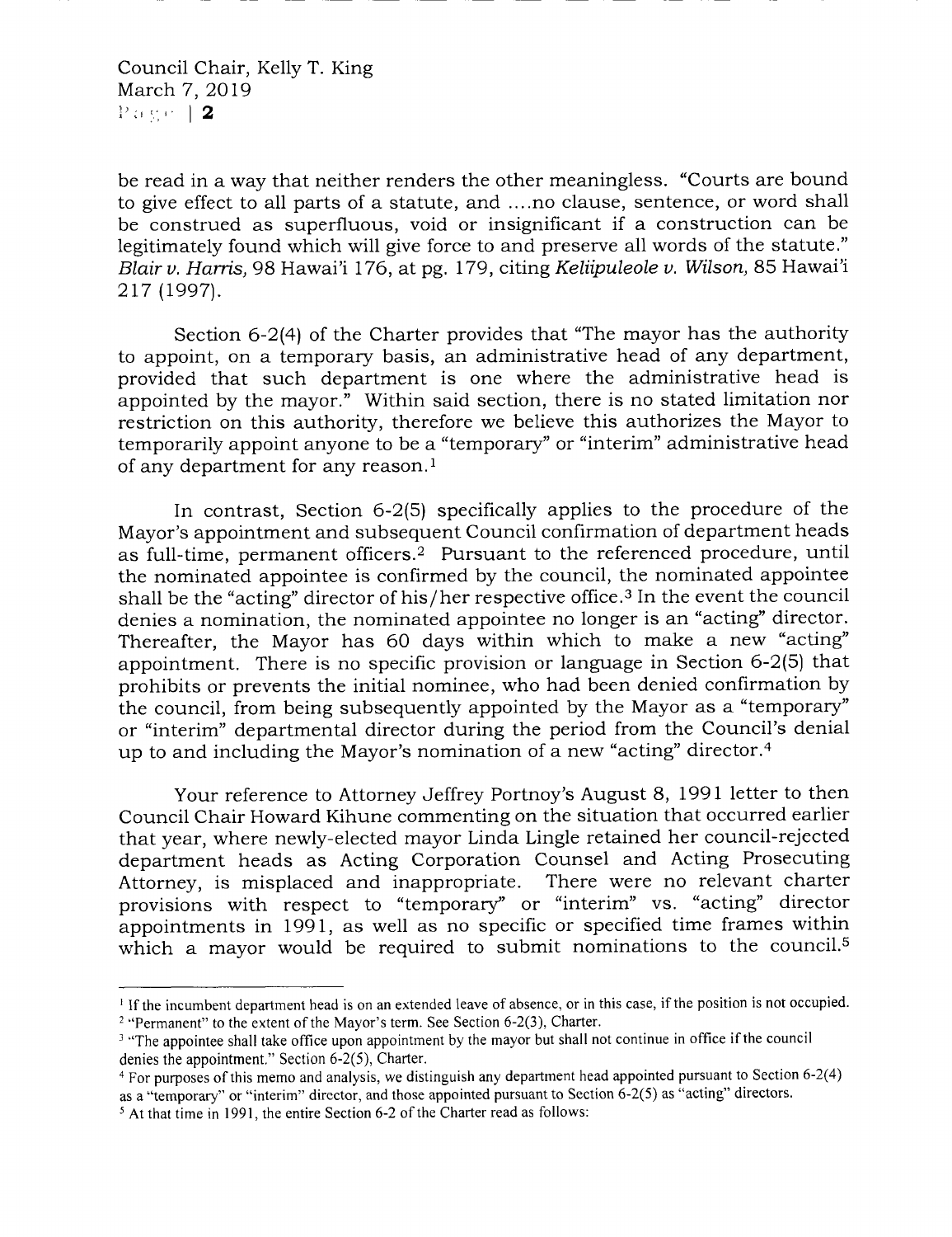be read in a way that neither renders the other meaningless. "Courts are bound to give effect to all parts of a statute, and ....no clause, sentence, or word shall be construed as superfluous, void or insignificant if a construction can be legitimately found which will give force to and preserve all words of the statute." *Blair v. Harris,* 98 Hawai'i 176, at pg. 179, citing *Keliipuleole v. Wilson,* 85 Hawai'i 217 (1997).

Section 6-2(4) of the Charter provides that "The mayor has the authority to appoint, on a temporary basis, an administrative head of any department, provided that such department is one where the administrative head is appointed by the mayor." Within said section, there is no stated limitation nor restriction on this authority, therefore we believe this authorizes the Mayor to temporarily appoint anyone to be a "temporary" or "interim" administrative head of any department for any reason.[1]

In contrast, Section 6-2(5) specifically applies to the procedure of the Mayor's appointment and subsequent Council confirmation of department heads as full-time, permanent officers.[2] Pursuant to the referenced procedure, until the nominated appointee is confirmed by the council, the nominated appointee shall be the "acting" director of his/her respective office.[3] In the event the council denies a nomination, the nominated appointee no longer is an "acting" director. Thereafter, the Mayor has 60 days within which to make a new "acting" appointment. There is no specific provision or language in Section 6-2(5) that prohibits or prevents the initial nominee, who had been denied confirmation by the council, from being subsequently appointed by the Mayor as a "temporary" or "interim" departmental director during the period from the Council's denial up to and including the Mayor's nomination of a new "acting" director.[4]

Your reference to Attorney Jeffrey Portnoy's August 8, 1991 letter to then Council Chair Howard Kihune commenting on the situation that occurred earlier that year, where newly-elected mayor Linda Lingle retained her council-rejected department heads as Acting Corporation Counsel and Acting Prosecuting Attorney, is misplaced and inappropriate. There were no relevant charter provisions with respect to "temporary" or "interim" vs. "acting" director appointments in 1991, as well as no specific or specified time frames within which a mayor would be required to submit nominations to the council.[5]

---

[1] If the incumbent department head is on an extended leave of absence, or in this case, if the position is not occupied.

[2] "Permanent" to the extent of the Mayor's term. See Section 6-2(3), Charter.

[3] "The appointee shall take office upon appointment by the mayor but shall not continue in office if the council denies the appointment." Section 6-2(5), Charter.

[4] For purposes of this memo and analysis, we distinguish any department head appointed pursuant to Section 6-2(4) as a "temporary" or "interim" director, and those appointed pursuant to Section 6-2(5) as "acting" directors.

[5] At that time in 1991, the entire Section 6-2 of the Charter read as follows: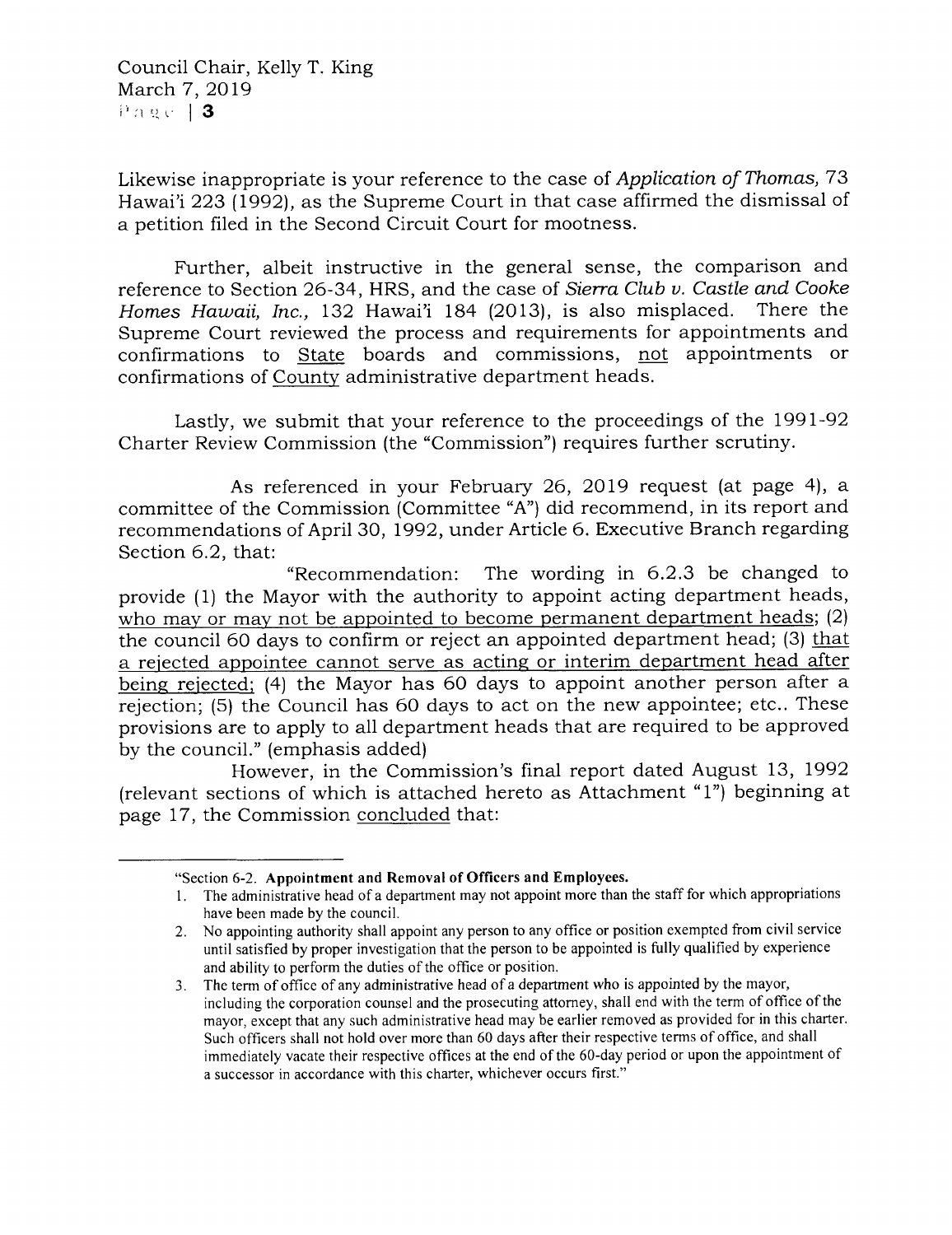Likewise inappropriate is your reference to the case of *Application of Thomas,* 73 Hawai'i 223 (1992), as the Supreme Court in that case affirmed the dismissal of a petition filed in the Second Circuit Court for mootness.

Further, albeit instructive in the general sense, the comparison and reference to Section 26-34, HRS, and the case of *Sierra Club v. Castle and Cooke Homes Hawaii, Inc.,* 132 Hawai'i 184 (2013), is also misplaced. There the Supreme Court reviewed the process and requirements for appointments and confirmations to <u>State</u> boards and commissions, <u>not</u> appointments or confirmations of <u>County</u> administrative department heads.

Lastly, we submit that your reference to the proceedings of the 1991-92 Charter Review Commission (the "Commission") requires further scrutiny.

As referenced in your February 26, 2019 request (at page 4), a committee of the Commission (Committee "A") did recommend, in its report and recommendations of April 30, 1992, under Article 6. Executive Branch regarding Section 6.2, that:

"Recommendation: The wording in 6.2.3 be changed to provide (1) the Mayor with the authority to appoint acting department heads, <u>who may or may not be appointed to become permanent department heads</u>; (2) the council 60 days to confirm or reject an appointed department head; (3) <u>that a rejected appointee cannot serve as acting or interim department head after being rejected;</u> (4) the Mayor has 60 days to appoint another person after a rejection; (5) the Council has 60 days to act on the new appointee; etc.. These provisions are to apply to all department heads that are required to be approved by the council." (emphasis added)

However, in the Commission's final report dated August 13, 1992 (relevant sections of which is attached hereto as Attachment "1") beginning at page 17, the Commission <u>concluded</u> that:

---

"Section 6-2. **Appointment and Removal of Officers and Employees.**

1. The administrative head of a department may not appoint more than the staff for which appropriations have been made by the council.
2. No appointing authority shall appoint any person to any office or position exempted from civil service until satisfied by proper investigation that the person to be appointed is fully qualified by experience and ability to perform the duties of the office or position.
3. The term of office of any administrative head of a department who is appointed by the mayor, including the corporation counsel and the prosecuting attorney, shall end with the term of office of the mayor, except that any such administrative head may be earlier removed as provided for in this charter. Such officers shall not hold over more than 60 days after their respective terms of office, and shall immediately vacate their respective offices at the end of the 60-day period or upon the appointment of a successor in accordance with this charter, whichever occurs first."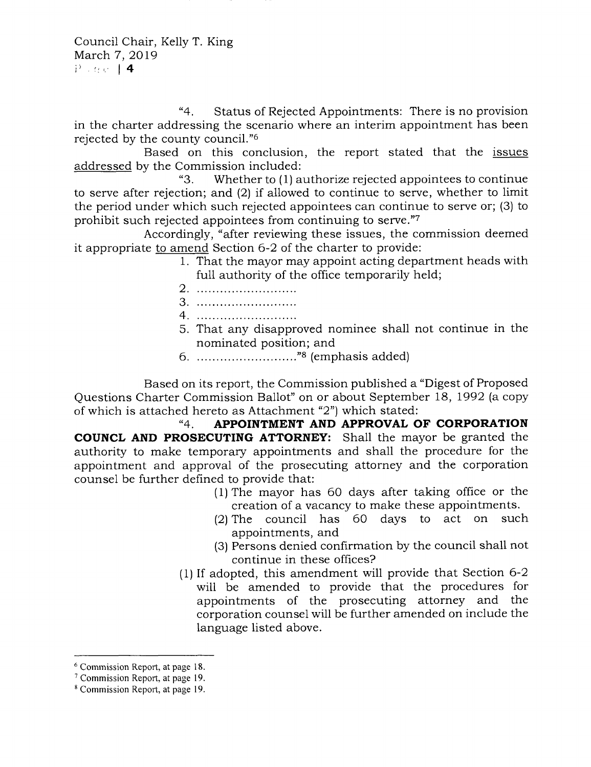"4. Status of Rejected Appointments: There is no provision in the charter addressing the scenario where an interim appointment has been rejected by the county council."[6]

Based on this conclusion, the report stated that the <u>issues addressed</u> by the Commission included:

"3. Whether to (1) authorize rejected appointees to continue to serve after rejection; and (2) if allowed to continue to serve, whether to limit the period under which such rejected appointees can continue to serve or; (3) to prohibit such rejected appointees from continuing to serve."[7]

Accordingly, "after reviewing these issues, the commission deemed it appropriate <u>to amend</u> Section 6-2 of the charter to provide:

1. That the mayor may appoint acting department heads with full authority of the office temporarily held;
2. ..........................
3. ..........................
4. ..........................
5. That any disapproved nominee shall not continue in the nominated position; and
6. .........................."[8] (emphasis added)

Based on its report, the Commission published a "Digest of Proposed Questions Charter Commission Ballot" on or about September 18, 1992 (a copy of which is attached hereto as Attachment "2") which stated:

"4. **APPOINTMENT AND APPROVAL OF CORPORATION COUNCL AND PROSECUTING ATTORNEY:** Shall the mayor be granted the authority to make temporary appointments and shall the procedure for the appointment and approval of the prosecuting attorney and the corporation counsel be further defined to provide that:

(1) The mayor has 60 days after taking office or the creation of a vacancy to make these appointments.
(2) The council has 60 days to act on such appointments, and
(3) Persons denied confirmation by the council shall not continue in these offices?

(1) If adopted, this amendment will provide that Section 6-2 will be amended to provide that the procedures for appointments of the prosecuting attorney and the corporation counsel will be further amended on include the language listed above.

---

[6] Commission Report, at page 18.

[7] Commission Report, at page 19.

[8] Commission Report, at page 19.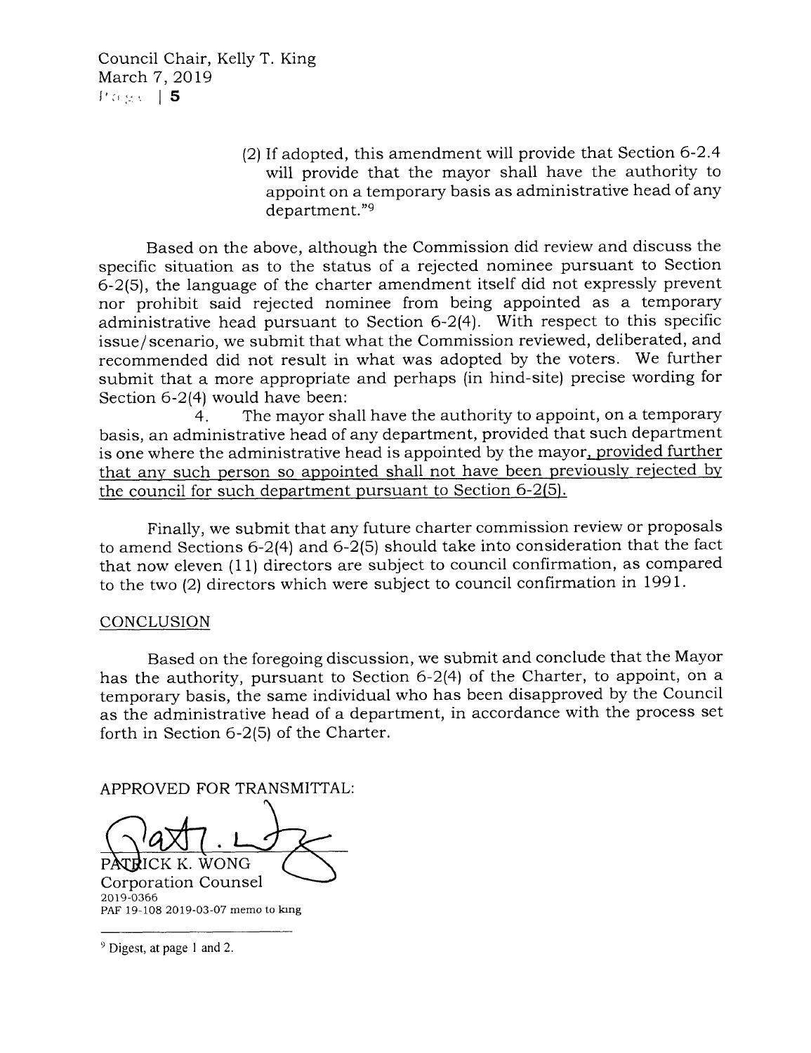(2) If adopted, this amendment will provide that Section 6-2.4 will provide that the mayor shall have the authority to appoint on a temporary basis as administrative head of any department."[9]

Based on the above, although the Commission did review and discuss the specific situation as to the status of a rejected nominee pursuant to Section 6-2(5), the language of the charter amendment itself did not expressly prevent nor prohibit said rejected nominee from being appointed as a temporary administrative head pursuant to Section 6-2(4). With respect to this specific issue/scenario, we submit that what the Commission reviewed, deliberated, and recommended did not result in what was adopted by the voters. We further submit that a more appropriate and perhaps (in hind-site) precise wording for Section 6-2(4) would have been:

4. The mayor shall have the authority to appoint, on a temporary basis, an administrative head of any department, provided that such department is one where the administrative head is appointed by the mayor, <u>provided further that any such person so appointed shall not have been previously rejected by the council for such department pursuant to Section 6-2(5).</u>

Finally, we submit that any future charter commission review or proposals to amend Sections 6-2(4) and 6-2(5) should take into consideration that the fact that now eleven (11) directors are subject to council confirmation, as compared to the two (2) directors which were subject to council confirmation in 1991.

## CONCLUSION

Based on the foregoing discussion, we submit and conclude that the Mayor has the authority, pursuant to Section 6-2(4) of the Charter, to appoint, on a temporary basis, the same individual who has been disapproved by the Council as the administrative head of a department, in accordance with the process set forth in Section 6-2(5) of the Charter.

APPROVED FOR TRANSMITTAL:

PATRICK K. WONG
Corporation Counsel
2019-0366
PAF 19-108 2019-03-07 memo to king

---

[9] Digest, at page 1 and 2.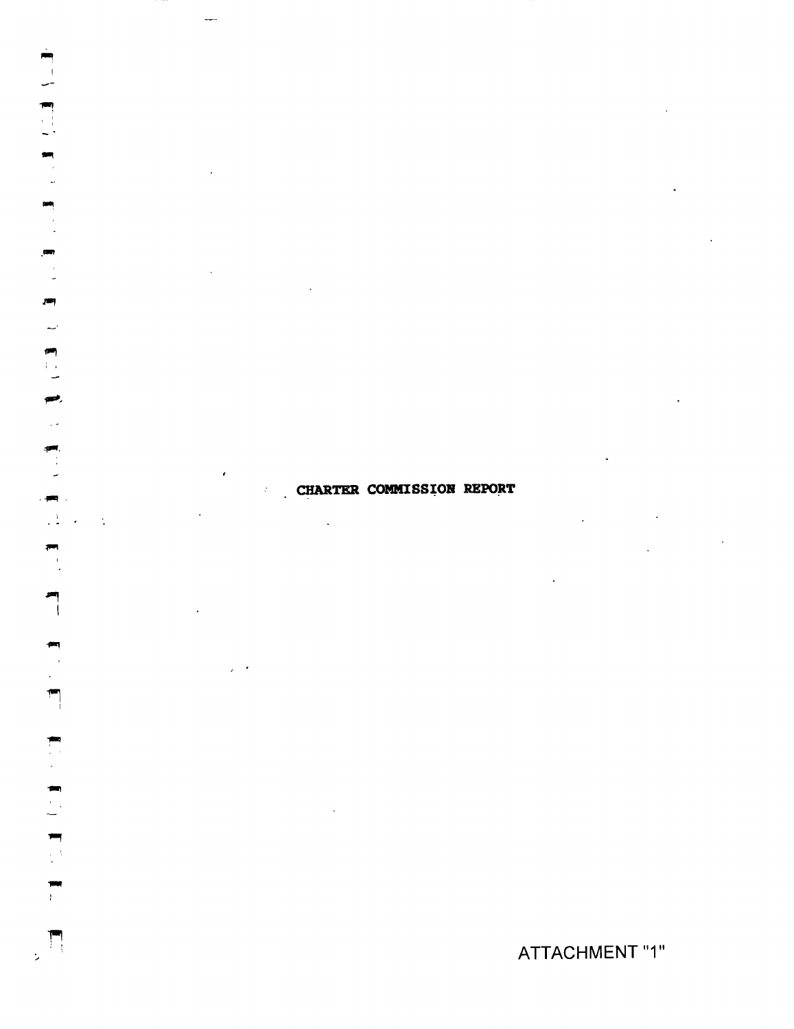# CHARTER COMMISSION REPORT

ATTACHMENT "1"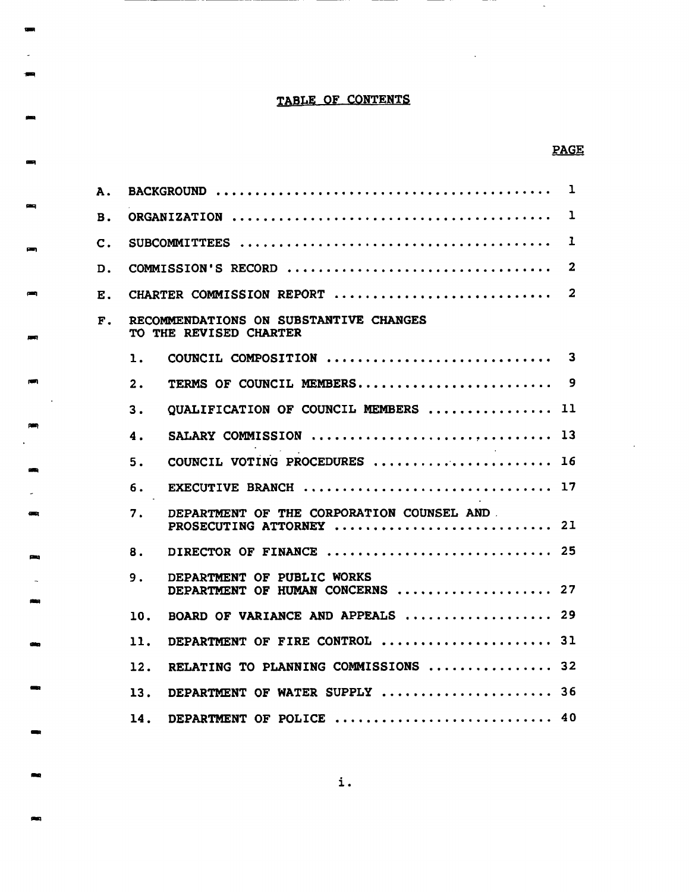# TABLE OF CONTENTS

| | | PAGE |
|---|---|---|
| A. | BACKGROUND | 1 |
| B. | ORGANIZATION | 1 |
| C. | SUBCOMMITTEES | 1 |
| D. | COMMISSION'S RECORD | 2 |
| E. | CHARTER COMMISSION REPORT | 2 |
| F. | RECOMMENDATIONS ON SUBSTANTIVE CHANGES TO THE REVISED CHARTER | |
| | 1. COUNCIL COMPOSITION | 3 |
| | 2. TERMS OF COUNCIL MEMBERS | 9 |
| | 3. QUALIFICATION OF COUNCIL MEMBERS | 11 |
| | 4. SALARY COMMISSION | 13 |
| | 5. COUNCIL VOTING PROCEDURES | 16 |
| | 6. EXECUTIVE BRANCH | 17 |
| | 7. DEPARTMENT OF THE CORPORATION COUNSEL AND PROSECUTING ATTORNEY | 21 |
| | 8. DIRECTOR OF FINANCE | 25 |
| | 9. DEPARTMENT OF PUBLIC WORKS DEPARTMENT OF HUMAN CONCERNS | 27 |
| | 10. BOARD OF VARIANCE AND APPEALS | 29 |
| | 11. DEPARTMENT OF FIRE CONTROL | 31 |
| | 12. RELATING TO PLANNING COMMISSIONS | 32 |
| | 13. DEPARTMENT OF WATER SUPPLY | 36 |
| | 14. DEPARTMENT OF POLICE | 40 |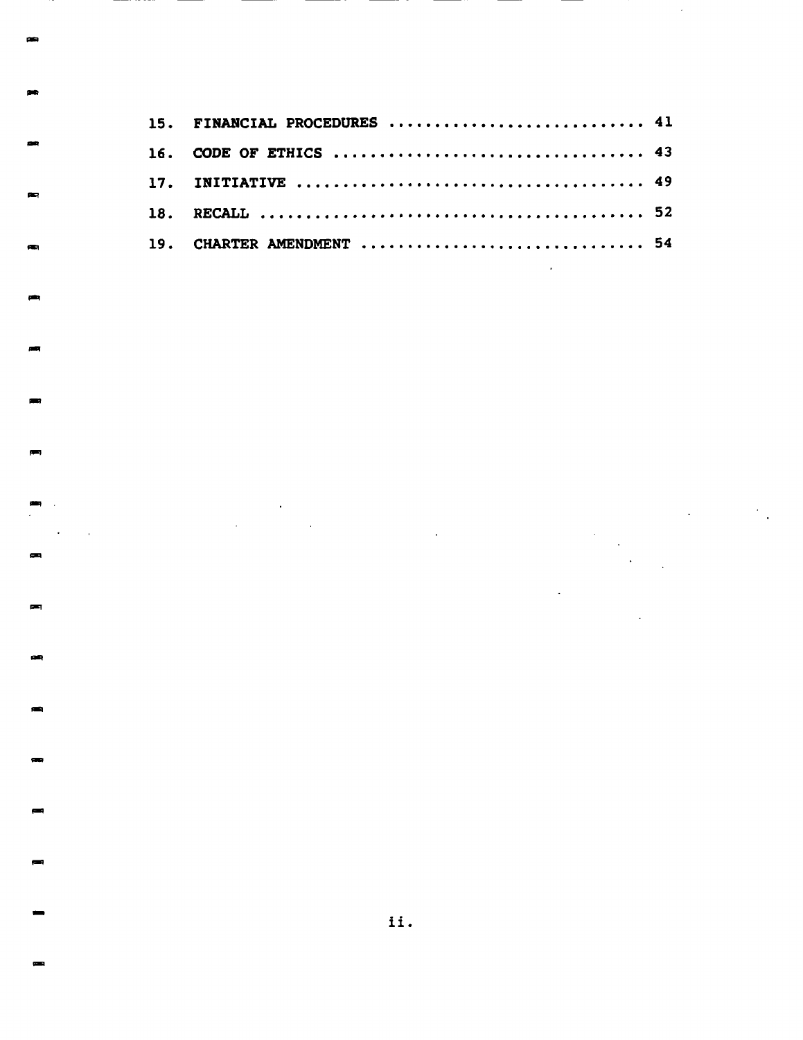15. FINANCIAL PROCEDURES .......................... 41

16. CODE OF ETHICS ................................ 43

17. INITIATIVE .................................... 49

18. RECALL ........................................ 52

19. CHARTER AMENDMENT ............................. 54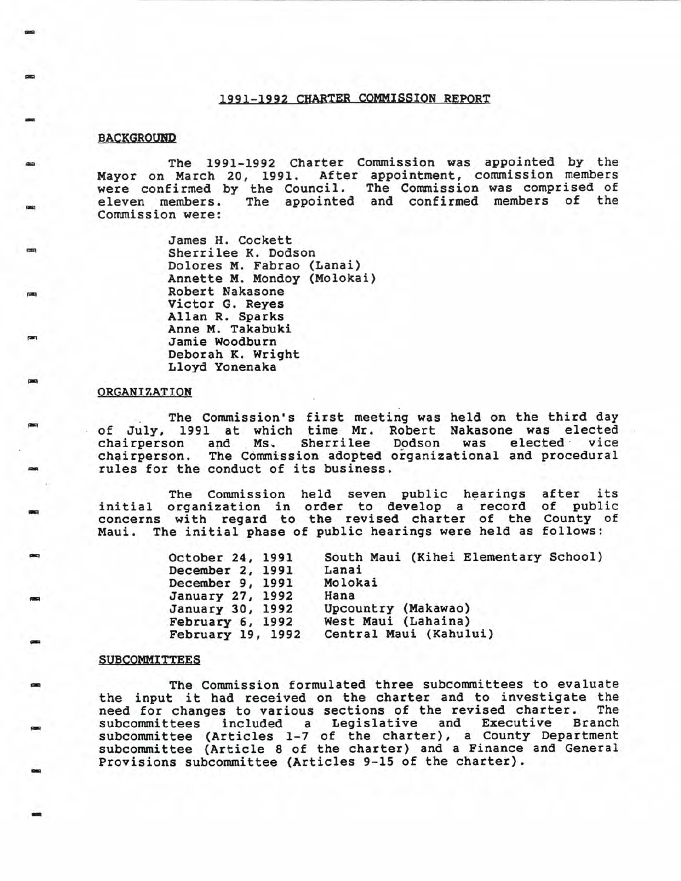# 1991-1992 CHARTER COMMISSION REPORT

## BACKGROUND

The 1991-1992 Charter Commission was appointed by the Mayor on March 20, 1991. After appointment, commission members were confirmed by the Council. The Commission was comprised of eleven members. The appointed and confirmed members of the Commission were:

James H. Cockett
Sherrilee K. Dodson
Dolores M. Fabrao (Lanai)
Annette M. Mondoy (Molokai)
Robert Nakasone
Victor G. Reyes
Allan R. Sparks
Anne M. Takabuki
Jamie Woodburn
Deborah K. Wright
Lloyd Yonenaka

## ORGANIZATION

The Commission's first meeting was held on the third day of July, 1991 at which time Mr. Robert Nakasone was elected chairperson and Ms. Sherrilee Dodson was elected vice chairperson. The Commission adopted organizational and procedural rules for the conduct of its business.

The Commission held seven public hearings after its initial organization in order to develop a record of public concerns with regard to the revised charter of the County of Maui. The initial phase of public hearings were held as follows:

| | |
|---|---|
| October 24, 1991 | South Maui (Kihei Elementary School) |
| December 2, 1991 | Lanai |
| December 9, 1991 | Molokai |
| January 27, 1992 | Hana |
| January 30, 1992 | Upcountry (Makawao) |
| February 6, 1992 | West Maui (Lahaina) |
| February 19, 1992 | Central Maui (Kahului) |

## SUBCOMMITTEES

The Commission formulated three subcommittees to evaluate the input it had received on the charter and to investigate the need for changes to various sections of the revised charter. The subcommittees included a Legislative and Executive Branch subcommittee (Articles 1-7 of the charter), a County Department subcommittee (Article 8 of the charter) and a Finance and General Provisions subcommittee (Articles 9-15 of the charter).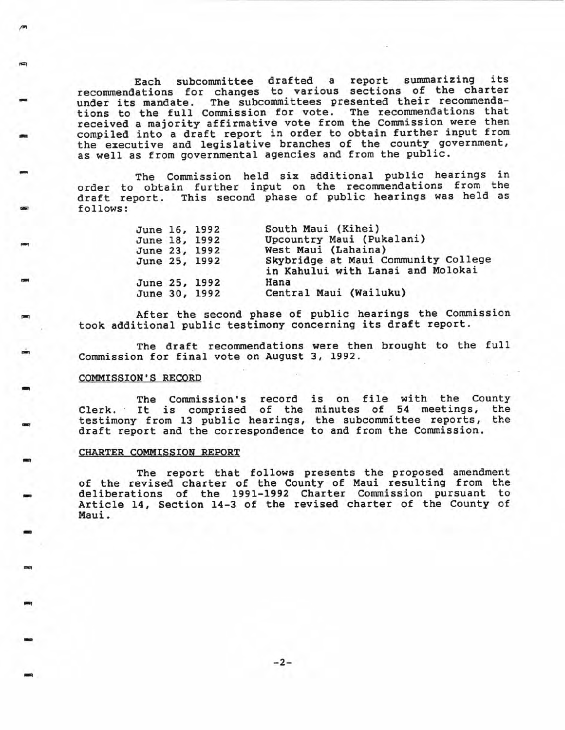Each subcommittee drafted a report summarizing its recommendations for changes to various sections of the charter under its mandate. The subcommittees presented their recommendations to the full Commission for vote. The recommendations that received a majority affirmative vote from the Commission were then compiled into a draft report in order to obtain further input from the executive and legislative branches of the county government, as well as from governmental agencies and from the public.

The Commission held six additional public hearings in order to obtain further input on the recommendations from the draft report. This second phase of public hearings was held as follows:

| | |
|---|---|
| June 16, 1992 | South Maui (Kihei) |
| June 18, 1992 | Upcountry Maui (Pukalani) |
| June 23, 1992 | West Maui (Lahaina) |
| June 25, 1992 | Skybridge at Maui Community College in Kahului with Lanai and Molokai |
| June 25, 1992 | Hana |
| June 30, 1992 | Central Maui (Wailuku) |

After the second phase of public hearings the Commission took additional public testimony concerning its draft report.

The draft recommendations were then brought to the full Commission for final vote on August 3, 1992.

## COMMISSION'S RECORD

The Commission's record is on file with the County Clerk. It is comprised of the minutes of 54 meetings, the testimony from 13 public hearings, the subcommittee reports, the draft report and the correspondence to and from the Commission.

## CHARTER COMMISSION REPORT

The report that follows presents the proposed amendment of the revised charter of the County of Maui resulting from the deliberations of the 1991-1992 Charter Commission pursuant to Article 14, Section 14-3 of the revised charter of the County of Maui.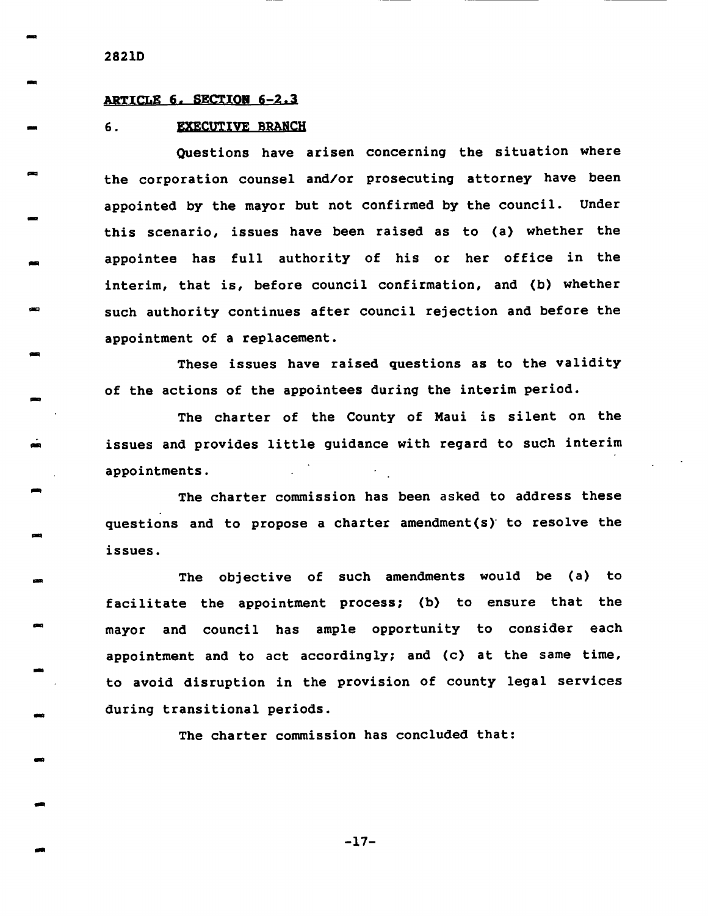2821D

<u>ARTICLE 6, SECTION 6-2.3</u>

6. <u>EXECUTIVE BRANCH</u>

Questions have arisen concerning the situation where the corporation counsel and/or prosecuting attorney have been appointed by the mayor but not confirmed by the council. Under this scenario, issues have been raised as to (a) whether the appointee has full authority of his or her office in the interim, that is, before council confirmation, and (b) whether such authority continues after council rejection and before the appointment of a replacement.

These issues have raised questions as to the validity of the actions of the appointees during the interim period.

The charter of the County of Maui is silent on the issues and provides little guidance with regard to such interim appointments.

The charter commission has been asked to address these questions and to propose a charter amendment(s) to resolve the issues.

The objective of such amendments would be (a) to facilitate the appointment process; (b) to ensure that the mayor and council has ample opportunity to consider each appointment and to act accordingly; and (c) at the same time, to avoid disruption in the provision of county legal services during transitional periods.

The charter commission has concluded that: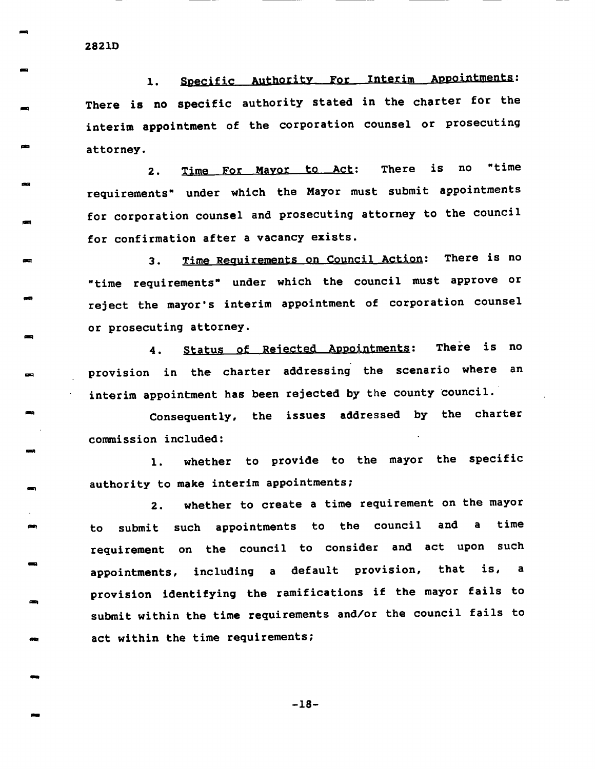2821D

1. Specific Authority For Interim Appointments: There is no specific authority stated in the charter for the interim appointment of the corporation counsel or prosecuting attorney.

2. Time For Mayor to Act: There is no "time requirements" under which the Mayor must submit appointments for corporation counsel and prosecuting attorney to the council for confirmation after a vacancy exists.

3. Time Requirements on Council Action: There is no "time requirements" under which the council must approve or reject the mayor's interim appointment of corporation counsel or prosecuting attorney.

4. Status of Rejected Appointments: There is no provision in the charter addressing the scenario where an interim appointment has been rejected by the county council.

Consequently, the issues addressed by the charter commission included:

1. whether to provide to the mayor the specific authority to make interim appointments;

2. whether to create a time requirement on the mayor to submit such appointments to the council and a time requirement on the council to consider and act upon such appointments, including a default provision, that is, a provision identifying the ramifications if the mayor fails to submit within the time requirements and/or the council fails to act within the time requirements;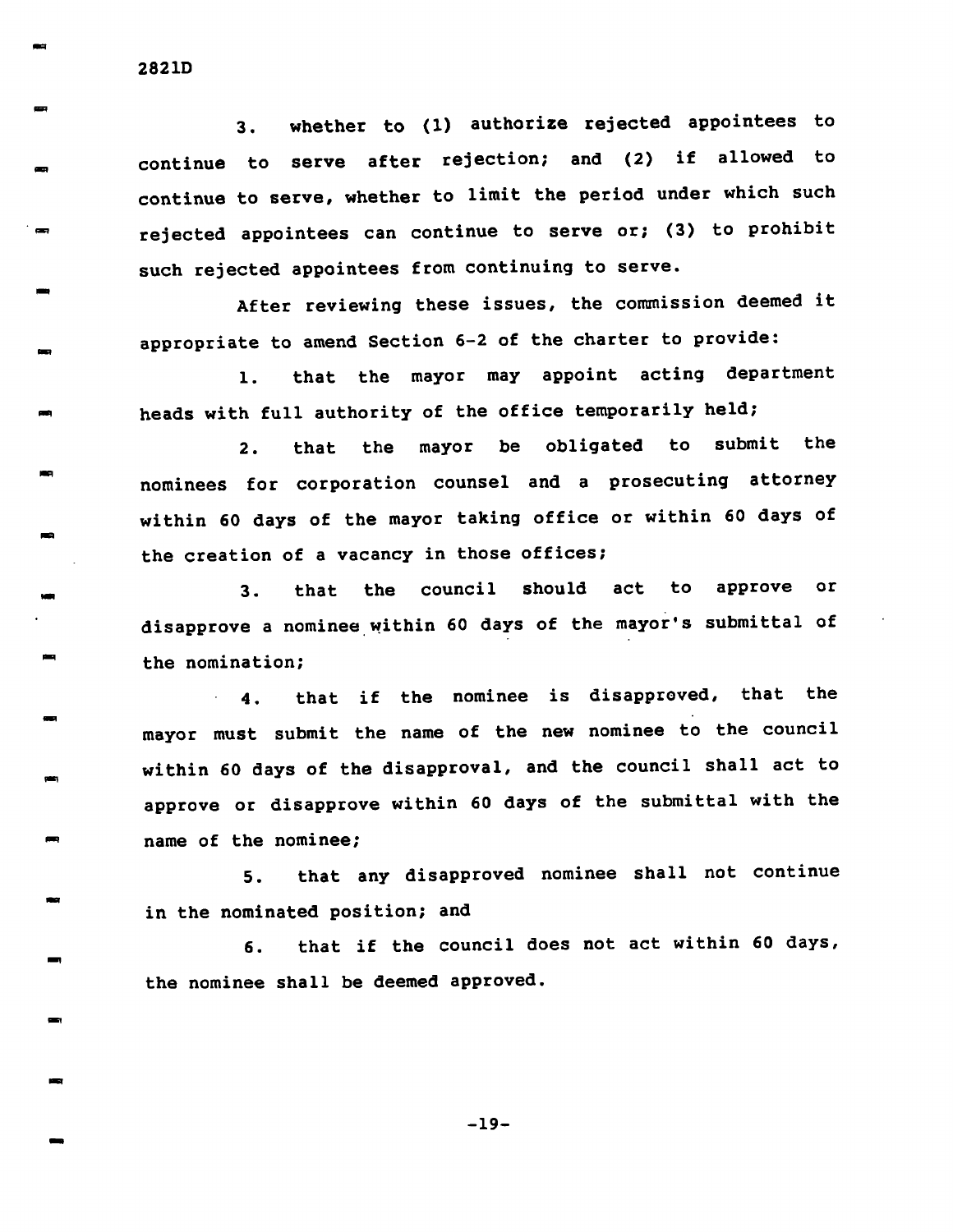3. whether to (1) authorize rejected appointees to continue to serve after rejection; and (2) if allowed to continue to serve, whether to limit the period under which such rejected appointees can continue to serve or; (3) to prohibit such rejected appointees from continuing to serve.

After reviewing these issues, the commission deemed it appropriate to amend Section 6-2 of the charter to provide:

1. that the mayor may appoint acting department heads with full authority of the office temporarily held;

2. that the mayor be obligated to submit the nominees for corporation counsel and a prosecuting attorney within 60 days of the mayor taking office or within 60 days of the creation of a vacancy in those offices;

3. that the council should act to approve or disapprove a nominee within 60 days of the mayor's submittal of the nomination;

4. that if the nominee is disapproved, that the mayor must submit the name of the new nominee to the council within 60 days of the disapproval, and the council shall act to approve or disapprove within 60 days of the submittal with the name of the nominee;

5. that any disapproved nominee shall not continue in the nominated position; and

6. that if the council does not act within 60 days, the nominee shall be deemed approved.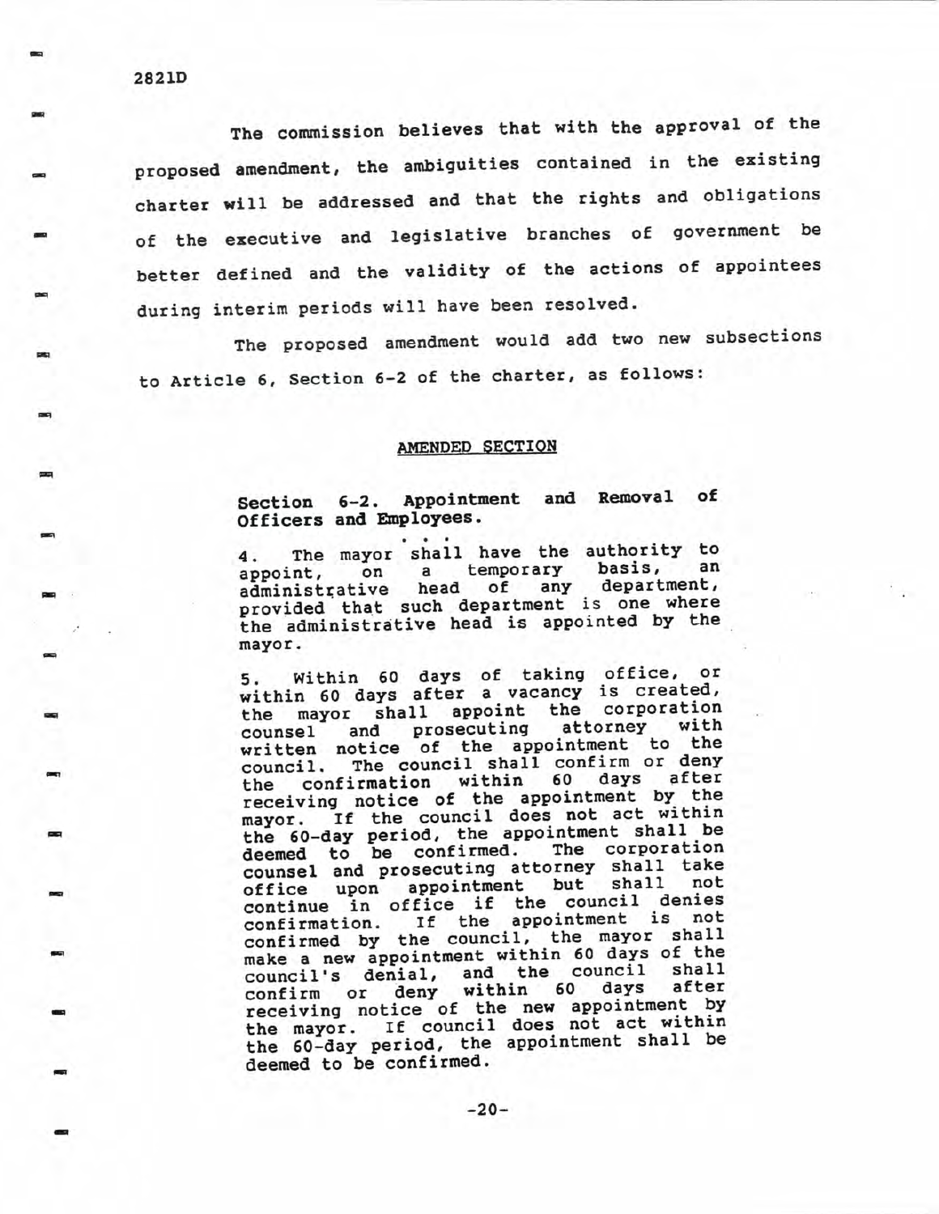2821D

The commission believes that with the approval of the proposed amendment, the ambiguities contained in the existing charter will be addressed and that the rights and obligations of the executive and legislative branches of government be better defined and the validity of the actions of appointees during interim periods will have been resolved.

The proposed amendment would add two new subsections to Article 6, Section 6-2 of the charter, as follows:

AMENDED SECTION

**Section 6-2. Appointment and Removal of Officers and Employees.**

. . .

4. The mayor shall have the authority to appoint, on a temporary basis, an administrative head of any department, provided that such department is one where the administrative head is appointed by the mayor.

5. Within 60 days of taking office, or within 60 days after a vacancy is created, the mayor shall appoint the corporation counsel and prosecuting attorney with written notice of the appointment to the council. The council shall confirm or deny the confirmation within 60 days after receiving notice of the appointment by the mayor. If the council does not act within the 60-day period, the appointment shall be deemed to be confirmed. The corporation counsel and prosecuting attorney shall take office upon appointment but shall not continue in office if the council denies confirmation. If the appointment is not confirmed by the council, the mayor shall make a new appointment within 60 days of the council's denial, and the council shall confirm or deny within 60 days after receiving notice of the new appointment by the mayor. If council does not act within the 60-day period, the appointment shall be deemed to be confirmed.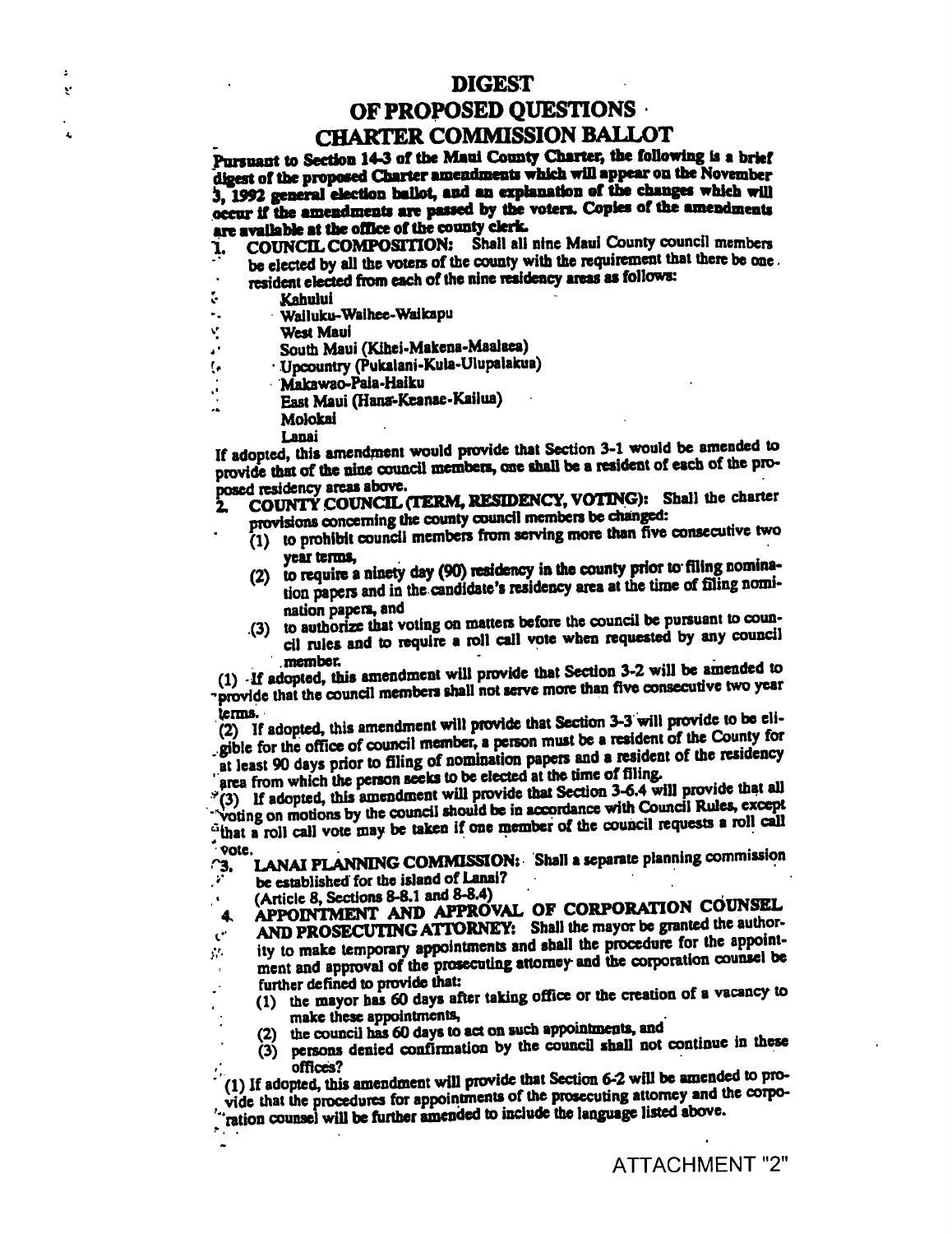# DIGEST

# OF PROPOSED QUESTIONS

# CHARTER COMMISSION BALLOT

**Pursuant to Section 14-3 of the Maui County Charter, the following is a brief digest of the proposed Charter amendments which will appear on the November 3, 1992 general election ballot, and an explanation of the changes which will occur if the amendments are passed by the voters. Copies of the amendments are available at the office of the county clerk.**

1. **COUNCIL COMPOSITION:** Shall all nine Maui County council members be elected by all the voters of the county with the requirement that there be one resident elected from each of the nine residency areas as follows:

   Kahului
   Wailuku-Waihee-Waikapu
   West Maui
   South Maui (Kihei-Makena-Maalaea)
   Upcountry (Pukalani-Kula-Ulupalakua)
   Makawao-Paia-Haiku
   East Maui (Hana-Keanae-Kailua)
   Molokai
   Lanai

If adopted, this amendment would provide that Section 3-1 would be amended to provide that of the nine council members, one shall be a resident of each of the proposed residency areas above.

2. **COUNTY COUNCIL (TERM, RESIDENCY, VOTING):** Shall the charter provisions concerning the county council members be changed:
   (1) to prohibit council members from serving more than five consecutive two year terms,
   (2) to require a ninety day (90) residency in the county prior to filing nomination papers and in the candidate's residency area at the time of filing nomination papers, and
   (3) to authorize that voting on matters before the council be pursuant to council rules and to require a roll call vote when requested by any council member.

(1) If adopted, this amendment will provide that Section 3-2 will be amended to provide that the council members shall not serve more than five consecutive two year terms.

(2) If adopted, this amendment will provide that Section 3-3 will provide to be eligible for the office of council member, a person must be a resident of the County for at least 90 days prior to filing of nomination papers and a resident of the residency area from which the person seeks to be elected at the time of filing.

(3) If adopted, this amendment will provide that Section 3-6.4 will provide that all voting on motions by the council should be in accordance with Council Rules, except that a roll call vote may be taken if one member of the council requests a roll call vote.

3. **LANAI PLANNING COMMISSION:** Shall a separate planning commission be established for the island of Lanai?
   (Article 8, Sections 8-8.1 and 8-8.4)

4. **APPOINTMENT AND APPROVAL OF CORPORATION COUNSEL AND PROSECUTING ATTORNEY:** Shall the mayor be granted the authority to make temporary appointments and shall the procedure for the appointment and approval of the prosecuting attorney and the corporation counsel be further defined to provide that:
   (1) the mayor has 60 days after taking office or the creation of a vacancy to make these appointments,
   (2) the council has 60 days to act on such appointments, and
   (3) persons denied confirmation by the council shall not continue in these offices?

(1) If adopted, this amendment will provide that Section 6-2 will be amended to provide that the procedures for appointments of the prosecuting attorney and the corporation counsel will be further amended to include the language listed above.

ATTACHMENT "2"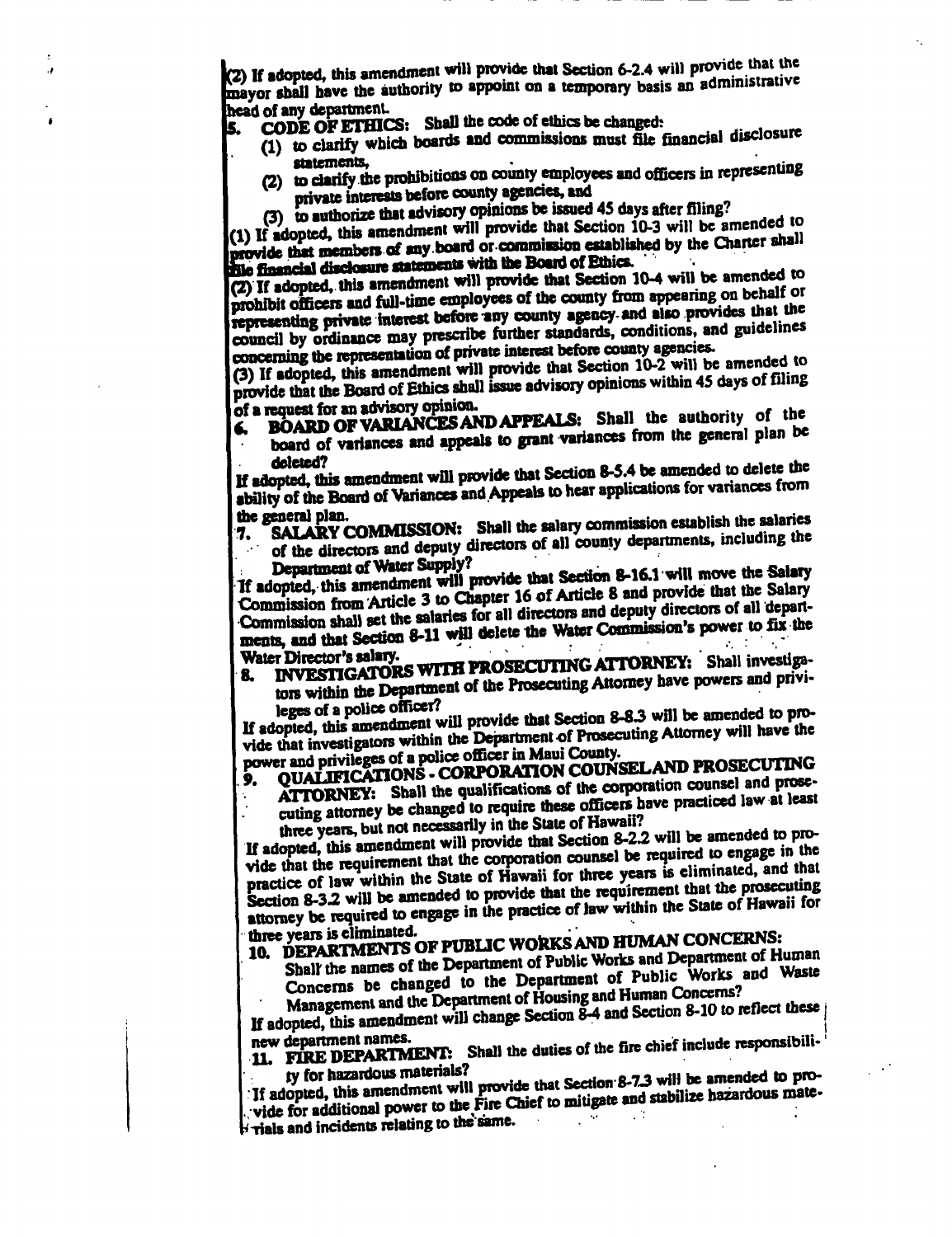(2) If adopted, this amendment will provide that Section 6-2.4 will provide that the mayor shall have the authority to appoint on a temporary basis an administrative head of any department.

5. **CODE OF ETHICS:** Shall the code of ethics be changed:
   (1) to clarify which boards and commissions must file financial disclosure statements,
   (2) to clarify the prohibitions on county employees and officers in representing private interests before county agencies, and
   (3) to authorize that advisory opinions be issued 45 days after filing?

(1) If adopted, this amendment will provide that Section 10-3 will be amended to provide that members of any board or commission established by the Charter shall file financial disclosure statements with the Board of Ethics.

(2) If adopted, this amendment will provide that Section 10-4 will be amended to prohibit officers and full-time employees of the county from appearing on behalf or representing private interest before any county agency and also provides that the council by ordinance may prescribe further standards, conditions, and guidelines concerning the representation of private interest before county agencies.

(3) If adopted, this amendment will provide that Section 10-2 will be amended to provide that the Board of Ethics shall issue advisory opinions within 45 days of filing of a request for an advisory opinion.

6. **BOARD OF VARIANCES AND APPEALS:** Shall the authority of the board of variances and appeals to grant variances from the general plan be deleted?

If adopted, this amendment will provide that Section 8-5.4 be amended to delete the ability of the Board of Variances and Appeals to hear applications for variances from the general plan.

7. **SALARY COMMISSION:** Shall the salary commission establish the salaries of the directors and deputy directors of all county departments, including the Department of Water Supply?

If adopted, this amendment will provide that Section 8-16.1 will move the Salary Commission from Article 3 to Chapter 16 of Article 8 and provide that the Salary Commission shall set the salaries for all directors and deputy directors of all departments, and that Section 8-11 will delete the Water Commission's power to fix the Water Director's salary.

8. **INVESTIGATORS WITH PROSECUTING ATTORNEY:** Shall investigators within the Department of the Prosecuting Attorney have powers and privileges of a police officer?

If adopted, this amendment will provide that Section 8-8.3 will be amended to provide that investigators within the Department of Prosecuting Attorney will have the power and privileges of a police officer in Maui County.

9. **QUALIFICATIONS - CORPORATION COUNSEL AND PROSECUTING ATTORNEY:** Shall the qualifications of the corporation counsel and prosecuting attorney be changed to require these officers have practiced law at least three years, but not necessarily in the State of Hawaii?

If adopted, this amendment will provide that Section 8-2.2 will be amended to provide that the requirement that the corporation counsel be required to engage in the practice of law within the State of Hawaii for three years is eliminated, and that Section 8-3.2 will be amended to provide that the requirement that the prosecuting attorney be required to engage in the practice of law within the State of Hawaii for three years is eliminated.

10. **DEPARTMENTS OF PUBLIC WORKS AND HUMAN CONCERNS:** Shall the names of the Department of Public Works and Department of Human Concerns be changed to the Department of Public Works and Waste Management and the Department of Housing and Human Concerns?

If adopted, this amendment will change Section 8-4 and Section 8-10 to reflect these new department names.

11. **FIRE DEPARTMENT:** Shall the duties of the fire chief include responsibility for hazardous materials?

If adopted, this amendment will provide that Section 8-7.3 will be amended to provide for additional power to the Fire Chief to mitigate and stabilize hazardous materials and incidents relating to the same.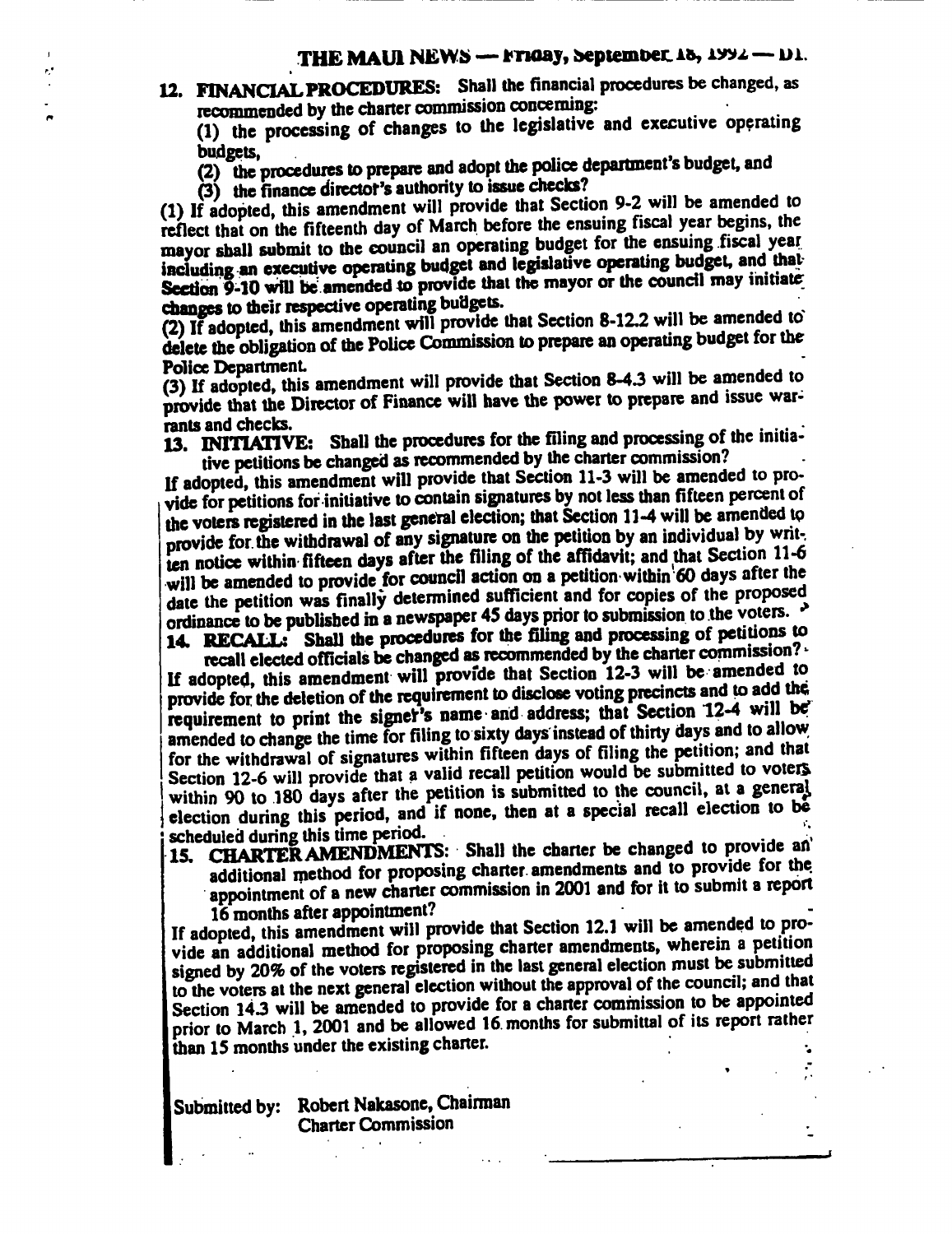**12. FINANCIAL PROCEDURES:** Shall the financial procedures be changed, as recommended by the charter commission concerning:

(1) the processing of changes to the legislative and executive operating budgets,

(2) the procedures to prepare and adopt the police department's budget, and

(3) the finance director's authority to issue checks?

(1) If adopted, this amendment will provide that Section 9-2 will be amended to reflect that on the fifteenth day of March before the ensuing fiscal year begins, the mayor shall submit to the council an operating budget for the ensuing fiscal year including an executive operating budget and legislative operating budget, and that Section 9-10 will be amended to provide that the mayor or the council may initiate changes to their respective operating budgets.

(2) If adopted, this amendment will provide that Section 8-12.2 will be amended to delete the obligation of the Police Commission to prepare an operating budget for the Police Department.

(3) If adopted, this amendment will provide that Section 8-4.3 will be amended to provide that the Director of Finance will have the power to prepare and issue warrants and checks.

**13. INITIATIVE:** Shall the procedures for the filing and processing of the initiative petitions be changed as recommended by the charter commission?

If adopted, this amendment will provide that Section 11-3 will be amended to provide for petitions for initiative to contain signatures by not less than fifteen percent of the voters registered in the last general election; that Section 11-4 will be amended to provide for the withdrawal of any signature on the petition by an individual by written notice within fifteen days after the filing of the affidavit; and that Section 11-6 will be amended to provide for council action on a petition within 60 days after the date the petition was finally determined sufficient and for copies of the proposed ordinance to be published in a newspaper 45 days prior to submission to the voters.

**14. RECALL:** Shall the procedures for the filing and processing of petitions to recall elected officials be changed as recommended by the charter commission?

If adopted, this amendment will provide that Section 12-3 will be amended to provide for the deletion of the requirement to disclose voting precincts and to add the requirement to print the signer's name and address; that Section 12-4 will be amended to change the time for filing to sixty days instead of thirty days and to allow for the withdrawal of signatures within fifteen days of filing the petition; and that Section 12-6 will provide that a valid recall petition would be submitted to voters within 90 to 180 days after the petition is submitted to the council, at a general election during this period, and if none, then at a special recall election to be scheduled during this time period.

**15. CHARTER AMENDMENTS:** Shall the charter be changed to provide an additional method for proposing charter amendments and to provide for the appointment of a new charter commission in 2001 and for it to submit a report 16 months after appointment?

If adopted, this amendment will provide that Section 12.1 will be amended to provide an additional method for proposing charter amendments, wherein a petition signed by 20% of the voters registered in the last general election must be submitted to the voters at the next general election without the approval of the council; and that Section 14.3 will be amended to provide for a charter commission to be appointed prior to March 1, 2001 and be allowed 16 months for submittal of its report rather than 15 months under the existing charter.

Submitted by: Robert Nakasone, Chairman
Charter Commission